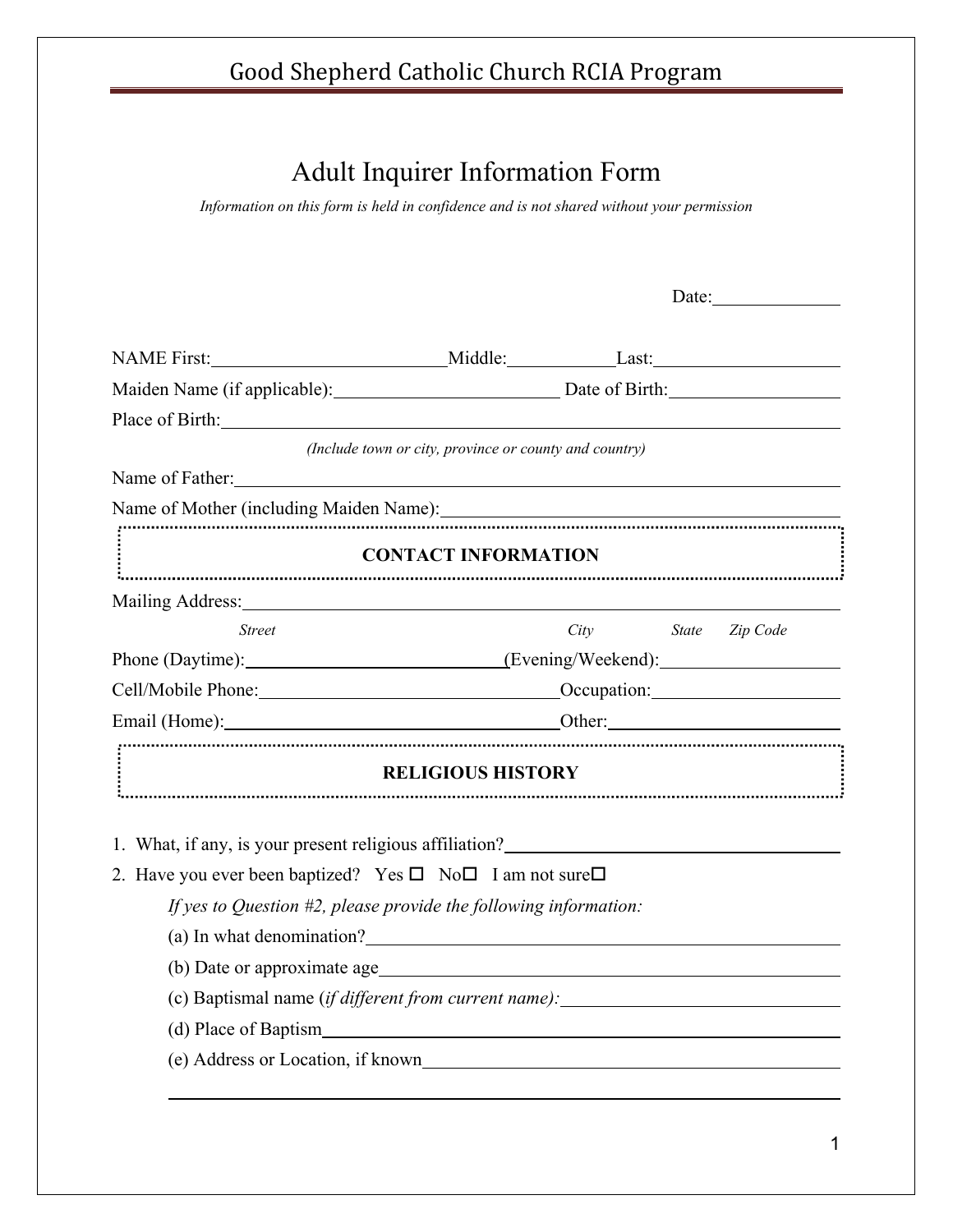# Good Shepherd Catholic Church RCIA Program

## Adult Inquirer Information Form

*Information on this form is held in confidence and is not shared without your permission*

Date:______________

NAME First:__________________________ Middle:___________ Last:____________________

Maiden Name (if applicable):_________________________ Date of Birth:__________________

Place of Birth:_____________________________________________________________________

*(Include town or city, province or county and country)*

Name of Father:____________________________________________________________________

Name of Mother (including Maiden Name):____________________________________________

### CONTACT INFORMATION

Mailing Address:____________________________________________________________________

*Street* *City* *State* *Zip Code*

Phone (Daytime):___________________________ (Evening/Weekend):___________________

Cell/Mobile Phone:_________________________________ Occupation:____________________

Email (Home):______________________________________ Other:_________________________

### RELIGIOUS HISTORY

1. What, if any, is your present religious affiliation?_____________________________________
2. Have you ever been baptized? Yes ☐ No☐ I am not sure☐

   *If yes to Question #2, please provide the following information:*

   (a) In what denomination?_____________________________________________________

   (b) Date or approximate age___________________________________________________

   (c) Baptismal name (*if different from current name):*_____________________________

   (d) Place of Baptism_________________________________________________________

   (e) Address or Location, if known______________________________________________

   ______________________________________________________________________________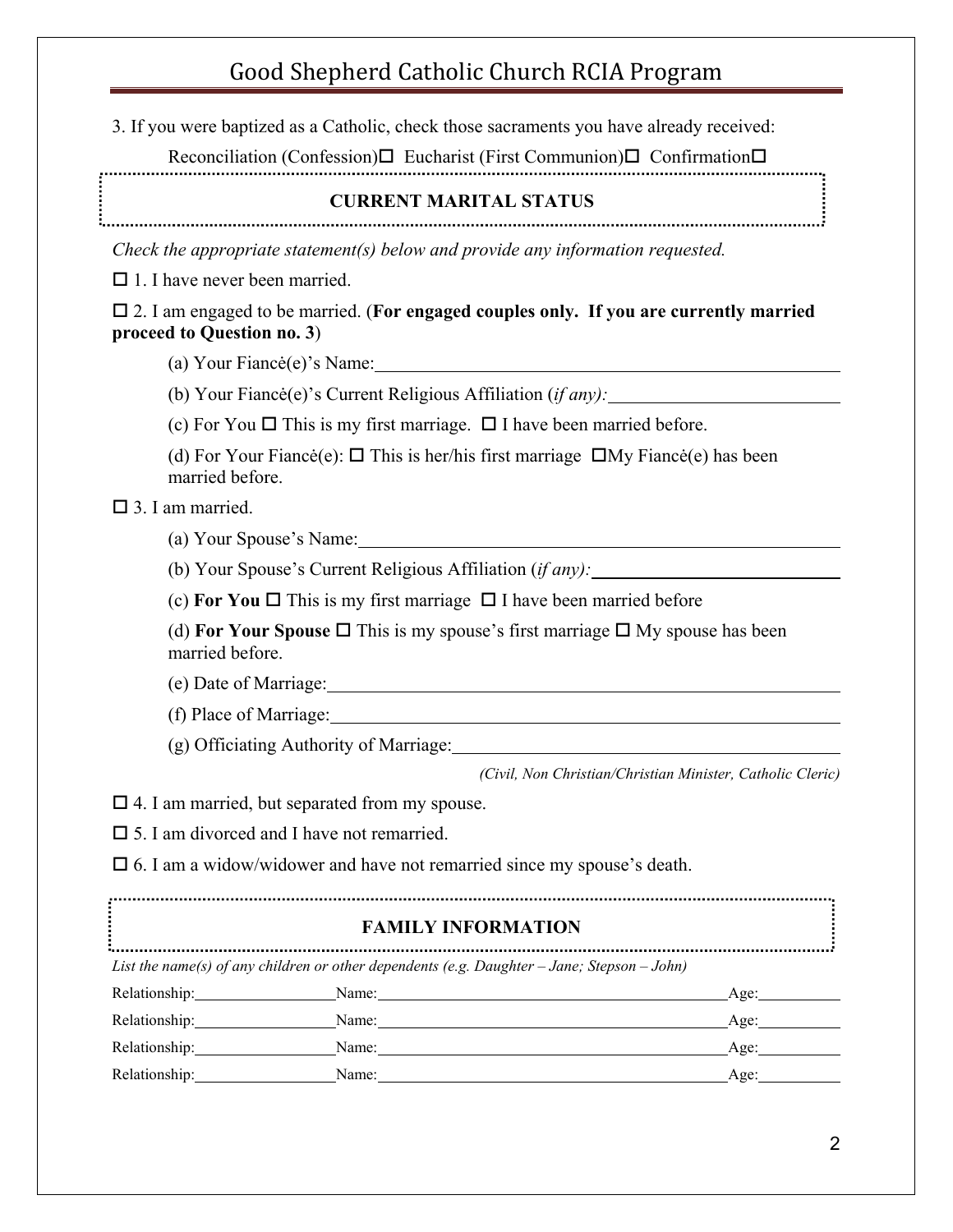3. If you were baptized as a Catholic, check those sacraments you have already received:

Reconciliation (Confession)☐ Eucharist (First Communion)☐ Confirmation☐

## CURRENT MARITAL STATUS

*Check the appropriate statement(s) below and provide any information requested.*

☐ 1. I have never been married.

☐ 2. I am engaged to be married. (**For engaged couples only. If you are currently married proceed to Question no. 3**)

(a) Your Fiancė(e)'s Name:\_\_\_\_\_\_\_\_\_\_\_\_\_\_\_\_\_\_\_\_\_\_\_\_\_\_\_\_\_\_\_\_\_\_\_\_\_\_\_\_

(b) Your Fiancė(e)'s Current Religious Affiliation (*if any):*\_\_\_\_\_\_\_\_\_\_\_\_\_\_\_\_\_\_\_\_

(c) For You ☐ This is my first marriage. ☐ I have been married before.

(d) For Your Fiancė(e): ☐ This is her/his first marriage ☐My Fiancė(e) has been married before.

☐ 3. I am married.

(a) Your Spouse's Name:\_\_\_\_\_\_\_\_\_\_\_\_\_\_\_\_\_\_\_\_\_\_\_\_\_\_\_\_\_\_\_\_\_\_\_\_\_\_\_\_

(b) Your Spouse's Current Religious Affiliation (*if any):*\_\_\_\_\_\_\_\_\_\_\_\_\_\_\_\_\_\_\_\_

(c) **For You** ☐ This is my first marriage ☐ I have been married before

(d) **For Your Spouse** ☐ This is my spouse's first marriage ☐ My spouse has been married before.

(e) Date of Marriage:\_\_\_\_\_\_\_\_\_\_\_\_\_\_\_\_\_\_\_\_\_\_\_\_\_\_\_\_\_\_\_\_\_\_\_\_\_\_\_\_

(f) Place of Marriage:\_\_\_\_\_\_\_\_\_\_\_\_\_\_\_\_\_\_\_\_\_\_\_\_\_\_\_\_\_\_\_\_\_\_\_\_\_\_\_\_

(g) Officiating Authority of Marriage:\_\_\_\_\_\_\_\_\_\_\_\_\_\_\_\_\_\_\_\_\_\_\_\_\_\_\_\_\_\_\_\_

*(Civil, Non Christian/Christian Minister, Catholic Cleric)*

☐ 4. I am married, but separated from my spouse.

☐ 5. I am divorced and I have not remarried.

☐ 6. I am a widow/widower and have not remarried since my spouse's death.

## FAMILY INFORMATION

*List the name(s) of any children or other dependents (e.g. Daughter – Jane; Stepson – John)*

Relationship:\_\_\_\_\_\_\_\_\_\_\_\_\_\_\_\_ Name:\_\_\_\_\_\_\_\_\_\_\_\_\_\_\_\_\_\_\_\_\_\_\_\_\_\_\_\_\_\_\_\_\_\_\_\_ Age:\_\_\_\_\_\_\_\_

Relationship:\_\_\_\_\_\_\_\_\_\_\_\_\_\_\_\_ Name:\_\_\_\_\_\_\_\_\_\_\_\_\_\_\_\_\_\_\_\_\_\_\_\_\_\_\_\_\_\_\_\_\_\_\_\_ Age:\_\_\_\_\_\_\_\_

Relationship:\_\_\_\_\_\_\_\_\_\_\_\_\_\_\_\_ Name:\_\_\_\_\_\_\_\_\_\_\_\_\_\_\_\_\_\_\_\_\_\_\_\_\_\_\_\_\_\_\_\_\_\_\_\_ Age:\_\_\_\_\_\_\_\_

Relationship:\_\_\_\_\_\_\_\_\_\_\_\_\_\_\_\_ Name:\_\_\_\_\_\_\_\_\_\_\_\_\_\_\_\_\_\_\_\_\_\_\_\_\_\_\_\_\_\_\_\_\_\_\_\_ Age:\_\_\_\_\_\_\_\_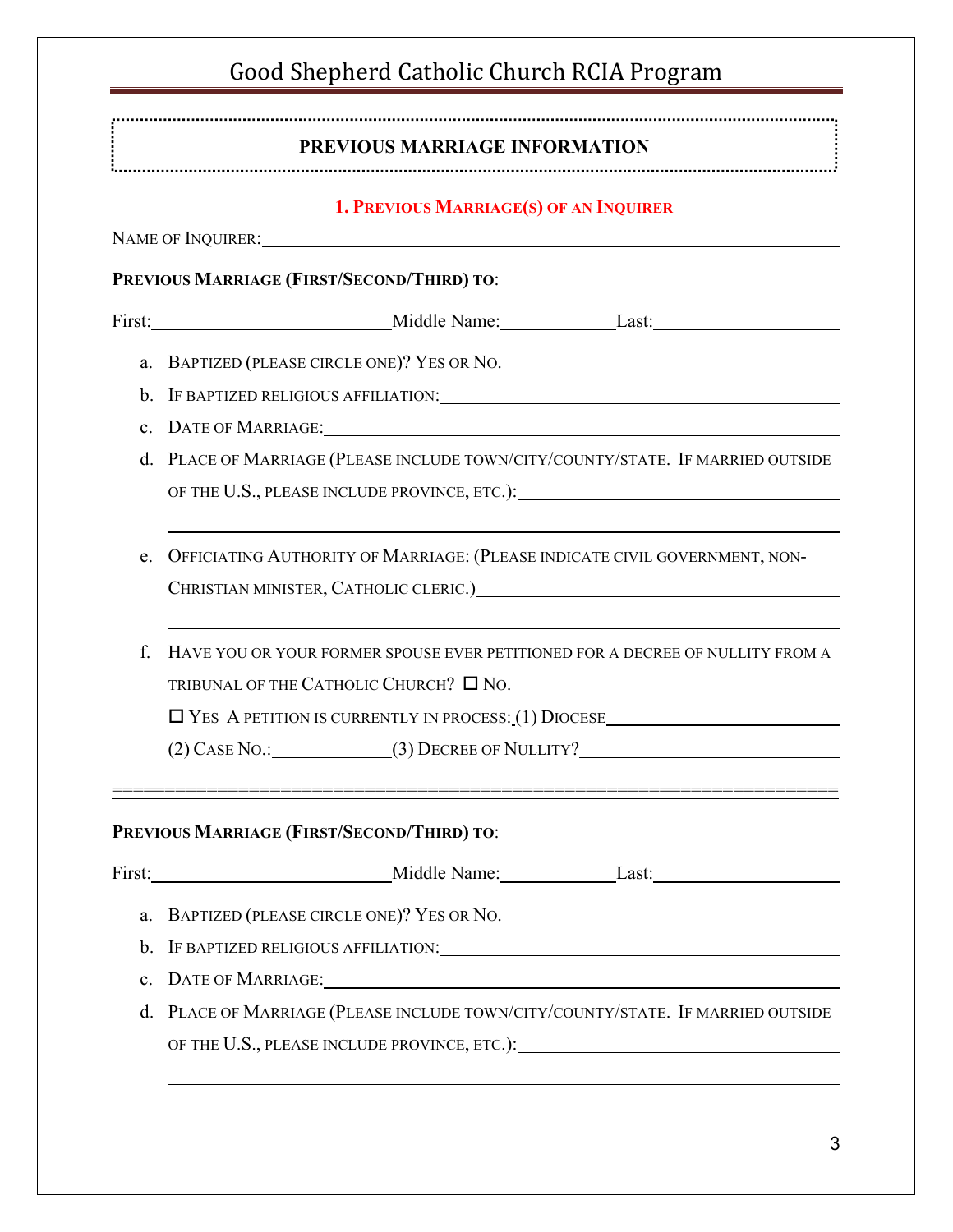# Good Shepherd Catholic Church RCIA Program

## PREVIOUS MARRIAGE INFORMATION

### 1. Previous Marriage(s) of an Inquirer

Name of Inquirer:\_\_\_\_\_\_\_\_\_\_\_\_\_\_\_\_\_\_\_\_\_\_\_\_\_\_\_\_\_\_\_\_\_\_\_\_\_\_\_\_

**Previous Marriage (First/Second/Third) to**:

First:\_\_\_\_\_\_\_\_\_\_\_\_\_\_\_\_\_\_\_\_Middle Name:\_\_\_\_\_\_\_\_\_\_Last:\_\_\_\_\_\_\_\_\_\_\_\_\_\_\_\_

a. Baptized (please circle one)? Yes or No.

b. If baptized religious affiliation:\_\_\_\_\_\_\_\_\_\_\_\_\_\_\_\_\_\_\_\_\_\_\_\_\_\_\_\_\_\_\_\_

c. Date of Marriage:\_\_\_\_\_\_\_\_\_\_\_\_\_\_\_\_\_\_\_\_\_\_\_\_\_\_\_\_\_\_\_\_\_\_\_\_\_\_

d. Place of Marriage (Please include town/city/county/state. If married outside of the U.S., please include province, etc.):\_\_\_\_\_\_\_\_\_\_\_\_\_\_\_\_\_\_\_\_\_\_\_\_\_\_\_\_

\_\_\_\_\_\_\_\_\_\_\_\_\_\_\_\_\_\_\_\_\_\_\_\_\_\_\_\_\_\_\_\_\_\_\_\_\_\_\_\_\_\_\_\_\_\_\_\_\_\_\_\_\_\_\_\_

e. Officiating Authority of Marriage: (Please indicate civil government, non-Christian minister, Catholic cleric.)\_\_\_\_\_\_\_\_\_\_\_\_\_\_\_\_\_\_\_\_\_\_\_\_\_\_\_\_\_\_

\_\_\_\_\_\_\_\_\_\_\_\_\_\_\_\_\_\_\_\_\_\_\_\_\_\_\_\_\_\_\_\_\_\_\_\_\_\_\_\_\_\_\_\_\_\_\_\_\_\_\_\_\_\_\_\_

f. Have you or your former spouse ever petitioned for a decree of nullity from a tribunal of the Catholic Church? ☐ No.

☐ Yes A petition is currently in process: (1) Diocese\_\_\_\_\_\_\_\_\_\_\_\_\_\_\_\_\_\_\_\_

(2) Case No.:\_\_\_\_\_\_\_\_\_\_(3) Decree of Nullity?\_\_\_\_\_\_\_\_\_\_\_\_\_\_\_\_\_\_\_\_

---

**Previous Marriage (First/Second/Third) to**:

First:\_\_\_\_\_\_\_\_\_\_\_\_\_\_\_\_\_\_\_\_Middle Name:\_\_\_\_\_\_\_\_\_\_Last:\_\_\_\_\_\_\_\_\_\_\_\_\_\_\_\_

a. Baptized (please circle one)? Yes or No.

b. If baptized religious affiliation:\_\_\_\_\_\_\_\_\_\_\_\_\_\_\_\_\_\_\_\_\_\_\_\_\_\_\_\_\_\_\_\_

c. Date of Marriage:\_\_\_\_\_\_\_\_\_\_\_\_\_\_\_\_\_\_\_\_\_\_\_\_\_\_\_\_\_\_\_\_\_\_\_\_\_\_

d. Place of Marriage (Please include town/city/county/state. If married outside of the U.S., please include province, etc.):\_\_\_\_\_\_\_\_\_\_\_\_\_\_\_\_\_\_\_\_\_\_\_\_\_\_\_\_

\_\_\_\_\_\_\_\_\_\_\_\_\_\_\_\_\_\_\_\_\_\_\_\_\_\_\_\_\_\_\_\_\_\_\_\_\_\_\_\_\_\_\_\_\_\_\_\_\_\_\_\_\_\_\_\_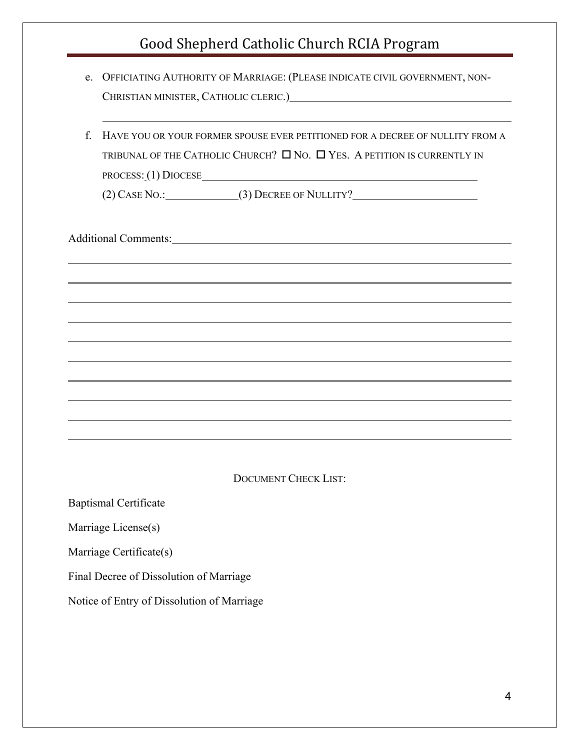e. OFFICIATING AUTHORITY OF MARRIAGE: (PLEASE INDICATE CIVIL GOVERNMENT, NON-CHRISTIAN MINISTER, CATHOLIC CLERIC.) ________________________________________

________________________________________________________________

f. HAVE YOU OR YOUR FORMER SPOUSE EVER PETITIONED FOR A DECREE OF NULLITY FROM A TRIBUNAL OF THE CATHOLIC CHURCH? ☐ NO. ☐ YES. A PETITION IS CURRENTLY IN PROCESS: (1) DIOCESE ________________________________________

(2) CASE NO.: ____________ (3) DECREE OF NULLITY? ______________________

Additional Comments: ________________________________________________________________

________________________________________________________________

________________________________________________________________

________________________________________________________________

________________________________________________________________

________________________________________________________________

________________________________________________________________

________________________________________________________________

________________________________________________________________

________________________________________________________________

________________________________________________________________

DOCUMENT CHECK LIST:

Baptismal Certificate

Marriage License(s)

Marriage Certificate(s)

Final Decree of Dissolution of Marriage

Notice of Entry of Dissolution of Marriage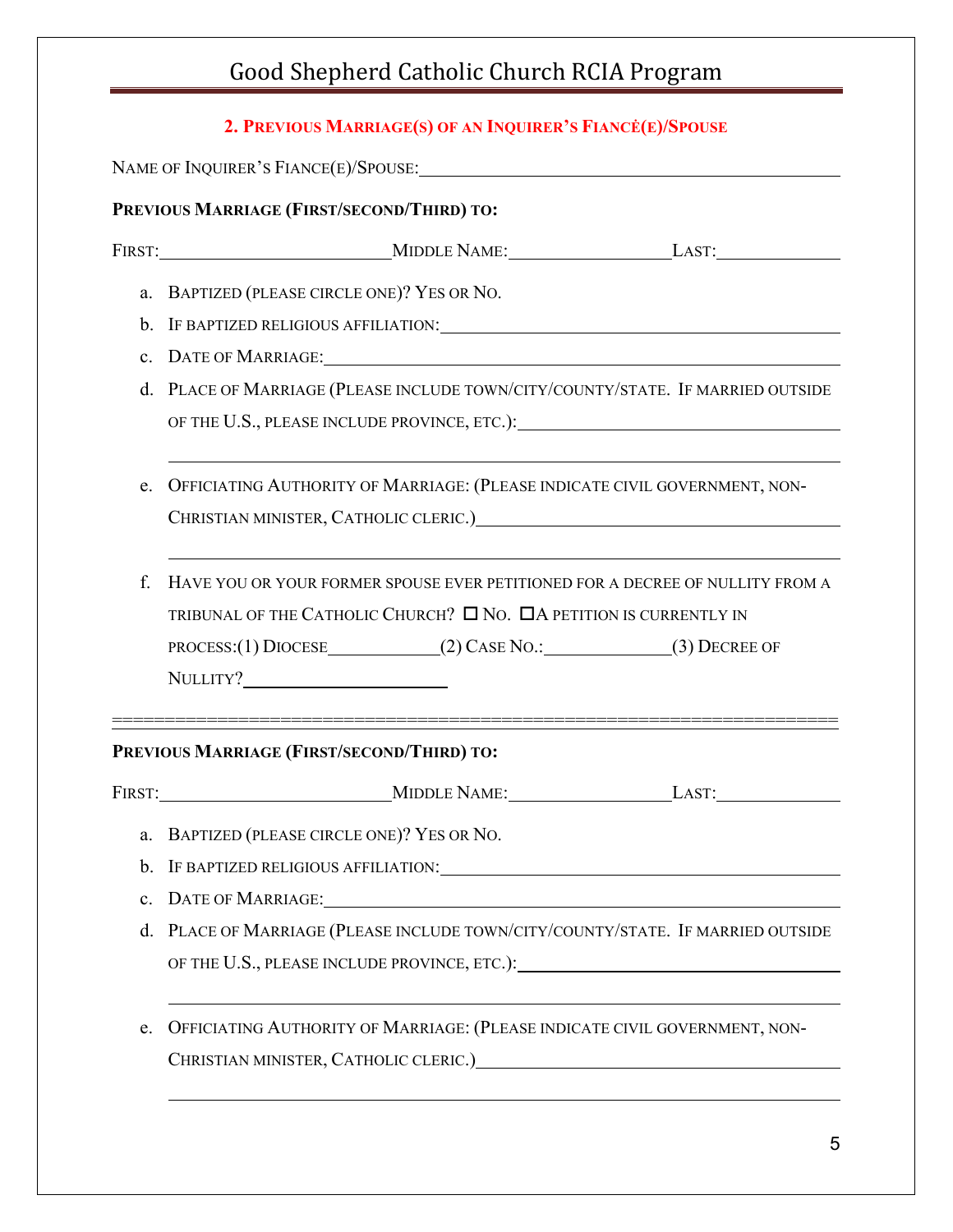## 2. PREVIOUS MARRIAGE(S) OF AN INQUIRER'S FIANCĖ(E)/SPOUSE

NAME OF INQUIRER'S FIANCE(E)/SPOUSE: ______________________________

**PREVIOUS MARRIAGE (FIRST/SECOND/THIRD) TO:**

FIRST: ____________________ MIDDLE NAME: ______________ LAST: __________

a. BAPTIZED (PLEASE CIRCLE ONE)? YES OR NO.
b. IF BAPTIZED RELIGIOUS AFFILIATION: ______________________________
c. DATE OF MARRIAGE: ______________________________
d. PLACE OF MARRIAGE (PLEASE INCLUDE TOWN/CITY/COUNTY/STATE. IF MARRIED OUTSIDE OF THE U.S., PLEASE INCLUDE PROVINCE, ETC.): ______________________________

   ______________________________
e. OFFICIATING AUTHORITY OF MARRIAGE: (PLEASE INDICATE CIVIL GOVERNMENT, NON-CHRISTIAN MINISTER, CATHOLIC CLERIC.) ______________________________

   ______________________________
f. HAVE YOU OR YOUR FORMER SPOUSE EVER PETITIONED FOR A DECREE OF NULLITY FROM A TRIBUNAL OF THE CATHOLIC CHURCH? ☐ NO. ☐ A PETITION IS CURRENTLY IN PROCESS: (1) DIOCESE __________ (2) CASE NO.: __________ (3) DECREE OF NULLITY? ____________________

==================================================================

**PREVIOUS MARRIAGE (FIRST/SECOND/THIRD) TO:**

FIRST: ____________________ MIDDLE NAME: ______________ LAST: __________

a. BAPTIZED (PLEASE CIRCLE ONE)? YES OR NO.
b. IF BAPTIZED RELIGIOUS AFFILIATION: ______________________________
c. DATE OF MARRIAGE: ______________________________
d. PLACE OF MARRIAGE (PLEASE INCLUDE TOWN/CITY/COUNTY/STATE. IF MARRIED OUTSIDE OF THE U.S., PLEASE INCLUDE PROVINCE, ETC.): ______________________________

   ______________________________
e. OFFICIATING AUTHORITY OF MARRIAGE: (PLEASE INDICATE CIVIL GOVERNMENT, NON-CHRISTIAN MINISTER, CATHOLIC CLERIC.) ______________________________

   ______________________________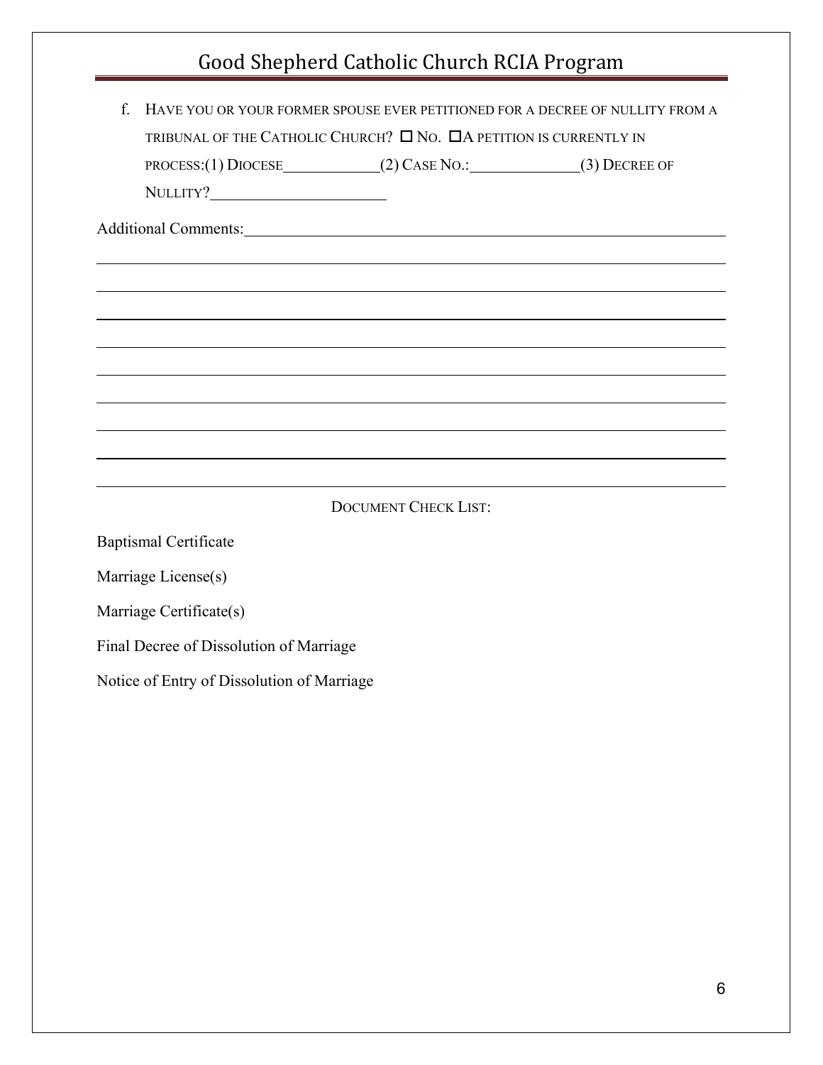f. HAVE YOU OR YOUR FORMER SPOUSE EVER PETITIONED FOR A DECREE OF NULLITY FROM A TRIBUNAL OF THE CATHOLIC CHURCH? ☐ NO. ☐ A PETITION IS CURRENTLY IN PROCESS: (1) DIOCESE\_\_\_\_\_\_\_\_\_\_\_\_ (2) CASE NO.:\_\_\_\_\_\_\_\_\_\_\_\_\_\_ (3) DECREE OF NULLITY?\_\_\_\_\_\_\_\_\_\_\_\_\_\_\_\_\_\_\_\_\_\_

Additional Comments:\_\_\_\_\_\_\_\_\_\_\_\_\_\_\_\_\_\_\_\_\_\_\_\_\_\_\_\_\_\_\_\_\_\_\_\_\_\_\_\_\_\_\_\_\_\_\_\_\_\_\_\_\_\_\_\_\_\_\_\_\_\_\_\_

DOCUMENT CHECK LIST:

Baptismal Certificate

Marriage License(s)

Marriage Certificate(s)

Final Decree of Dissolution of Marriage

Notice of Entry of Dissolution of Marriage